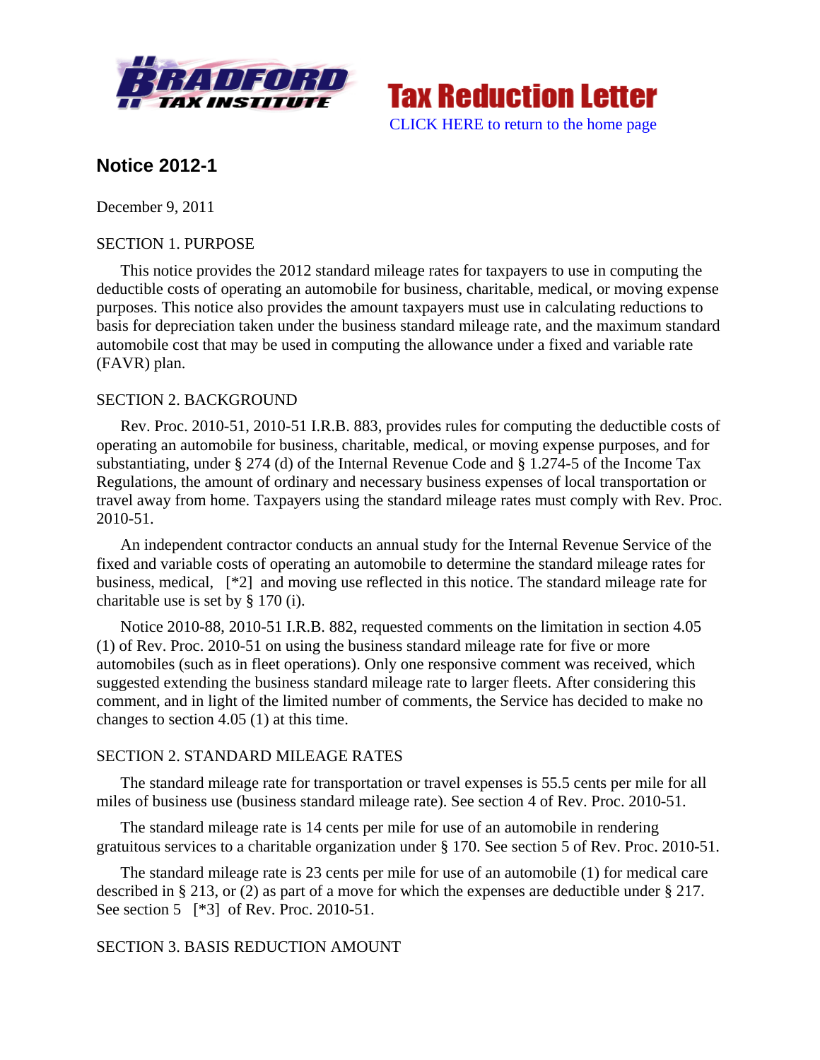Tax Reduction Letter

CLICK HERE to return to the home page

## Notice 2012-1

December 9, 2011

SECTION 1. PURPOSE

This notice provides the 2012 standard mileage rates for taxpayers to use in computing the deductible costs of operating an automobile for business, charitable, medical, or moving expense purposes. This notice also provides the amount taxpayers must use in calculating reductions to basis for depreciation taken under the business standard mileage rate, and the maximum standard automobile cost that may be used in computing the allowance under a fixed and variable rate (FAVR) plan.

SECTION 2. BACKGROUND

Rev. Proc. 2010-51, 2010-51 I.R.B. 883, provides rules for computing the deductible costs of operating an automobile for business, charitable, medical, or moving expense purposes, and for substantiating, under § 274 (d) of the Internal Revenue Code and § 1.274-5 of the Income Tax Regulations, the amount of ordinary and necessary business expenses of local transportation or travel away from home. Taxpayers using the standard mileage rates must comply with Rev. Proc. 2010-51.

An independent contractor conducts an annual study for the Internal Revenue Service of the fixed and variable costs of operating an automobile to determine the standard mileage rates for business, medical, [*2] and moving use reflected in this notice. The standard mileage rate for charitable use is set by § 170 (i).

Notice 2010-88, 2010-51 I.R.B. 882, requested comments on the limitation in section 4.05 (1) of Rev. Proc. 2010-51 on using the business standard mileage rate for five or more automobiles (such as in fleet operations). Only one responsive comment was received, which suggested extending the business standard mileage rate to larger fleets. After considering this comment, and in light of the limited number of comments, the Service has decided to make no changes to section 4.05 (1) at this time.

SECTION 2. STANDARD MILEAGE RATES

The standard mileage rate for transportation or travel expenses is 55.5 cents per mile for all miles of business use (business standard mileage rate). See section 4 of Rev. Proc. 2010-51.

The standard mileage rate is 14 cents per mile for use of an automobile in rendering gratuitous services to a charitable organization under § 170. See section 5 of Rev. Proc. 2010-51.

The standard mileage rate is 23 cents per mile for use of an automobile (1) for medical care described in § 213, or (2) as part of a move for which the expenses are deductible under § 217. See section 5 [*3] of Rev. Proc. 2010-51.

SECTION 3. BASIS REDUCTION AMOUNT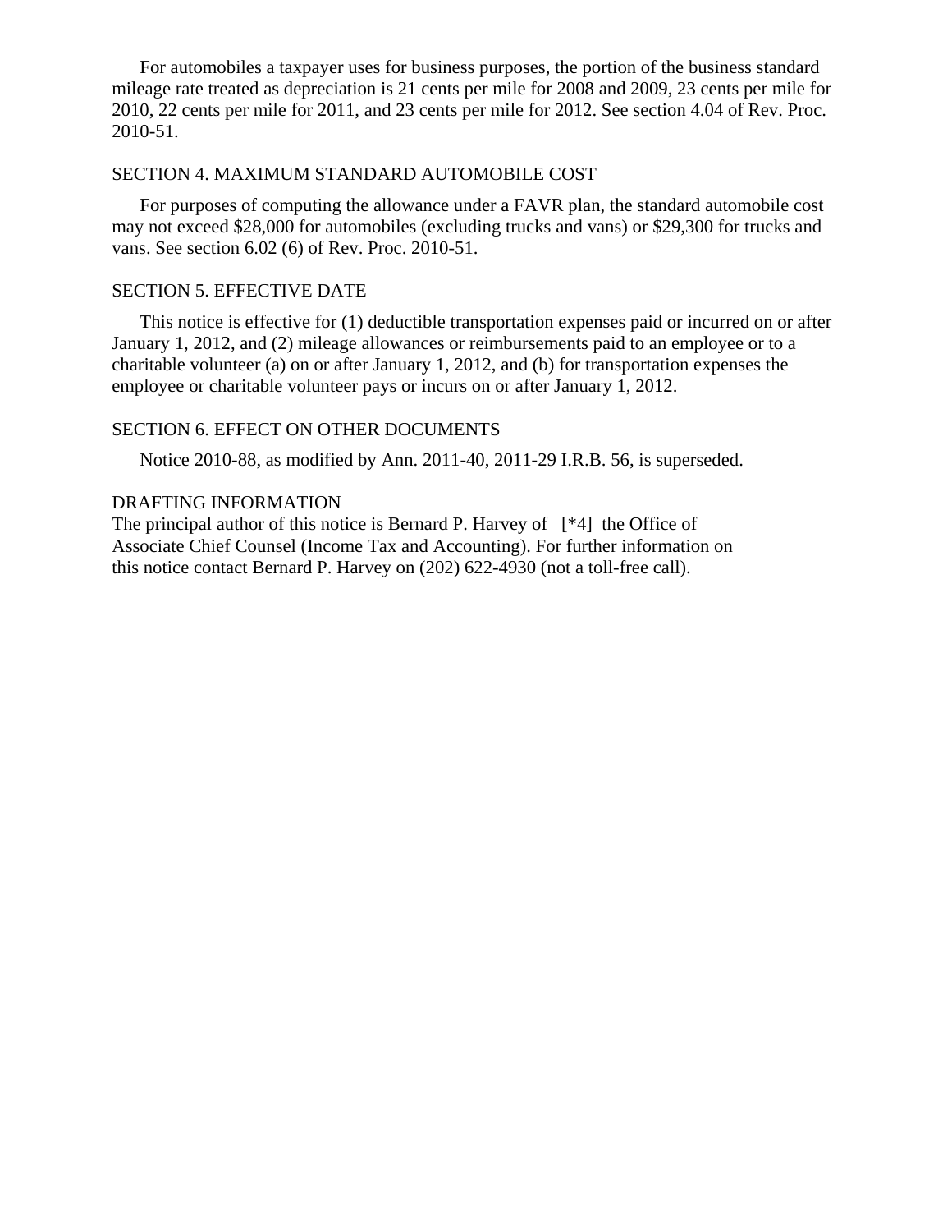For automobiles a taxpayer uses for business purposes, the portion of the business standard mileage rate treated as depreciation is 21 cents per mile for 2008 and 2009, 23 cents per mile for 2010, 22 cents per mile for 2011, and 23 cents per mile for 2012. See section 4.04 of Rev. Proc. 2010-51.

## SECTION 4. MAXIMUM STANDARD AUTOMOBILE COST

For purposes of computing the allowance under a FAVR plan, the standard automobile cost may not exceed $28,000 for automobiles (excluding trucks and vans) or $29,300 for trucks and vans. See section 6.02 (6) of Rev. Proc. 2010-51.

## SECTION 5. EFFECTIVE DATE

This notice is effective for (1) deductible transportation expenses paid or incurred on or after January 1, 2012, and (2) mileage allowances or reimbursements paid to an employee or to a charitable volunteer (a) on or after January 1, 2012, and (b) for transportation expenses the employee or charitable volunteer pays or incurs on or after January 1, 2012.

## SECTION 6. EFFECT ON OTHER DOCUMENTS

Notice 2010-88, as modified by Ann. 2011-40, 2011-29 I.R.B. 56, is superseded.

## DRAFTING INFORMATION

The principal author of this notice is Bernard P. Harvey of [*4] the Office of Associate Chief Counsel (Income Tax and Accounting). For further information on this notice contact Bernard P. Harvey on (202) 622-4930 (not a toll-free call).